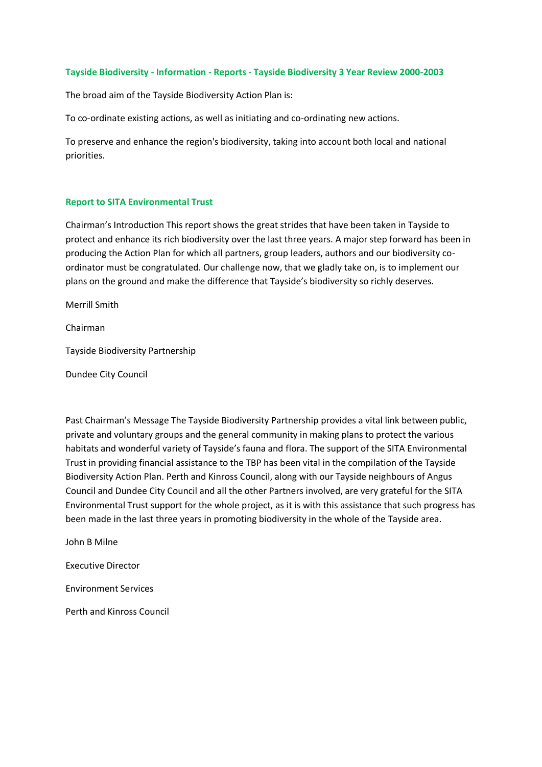**Tayside Biodiversity - Information - Reports - Tayside Biodiversity 3 Year Review 2000-2003**

The broad aim of the Tayside Biodiversity Action Plan is:

To co-ordinate existing actions, as well as initiating and co-ordinating new actions.

To preserve and enhance the region's biodiversity, taking into account both local and national priorities.

**Report to SITA Environmental Trust**

Chairman's Introduction This report shows the great strides that have been taken in Tayside to protect and enhance its rich biodiversity over the last three years. A major step forward has been in producing the Action Plan for which all partners, group leaders, authors and our biodiversity co-ordinator must be congratulated. Our challenge now, that we gladly take on, is to implement our plans on the ground and make the difference that Tayside's biodiversity so richly deserves.

Merrill Smith

Chairman

Tayside Biodiversity Partnership

Dundee City Council

Past Chairman's Message The Tayside Biodiversity Partnership provides a vital link between public, private and voluntary groups and the general community in making plans to protect the various habitats and wonderful variety of Tayside's fauna and flora. The support of the SITA Environmental Trust in providing financial assistance to the TBP has been vital in the compilation of the Tayside Biodiversity Action Plan. Perth and Kinross Council, along with our Tayside neighbours of Angus Council and Dundee City Council and all the other Partners involved, are very grateful for the SITA Environmental Trust support for the whole project, as it is with this assistance that such progress has been made in the last three years in promoting biodiversity in the whole of the Tayside area.

John B Milne

Executive Director

Environment Services

Perth and Kinross Council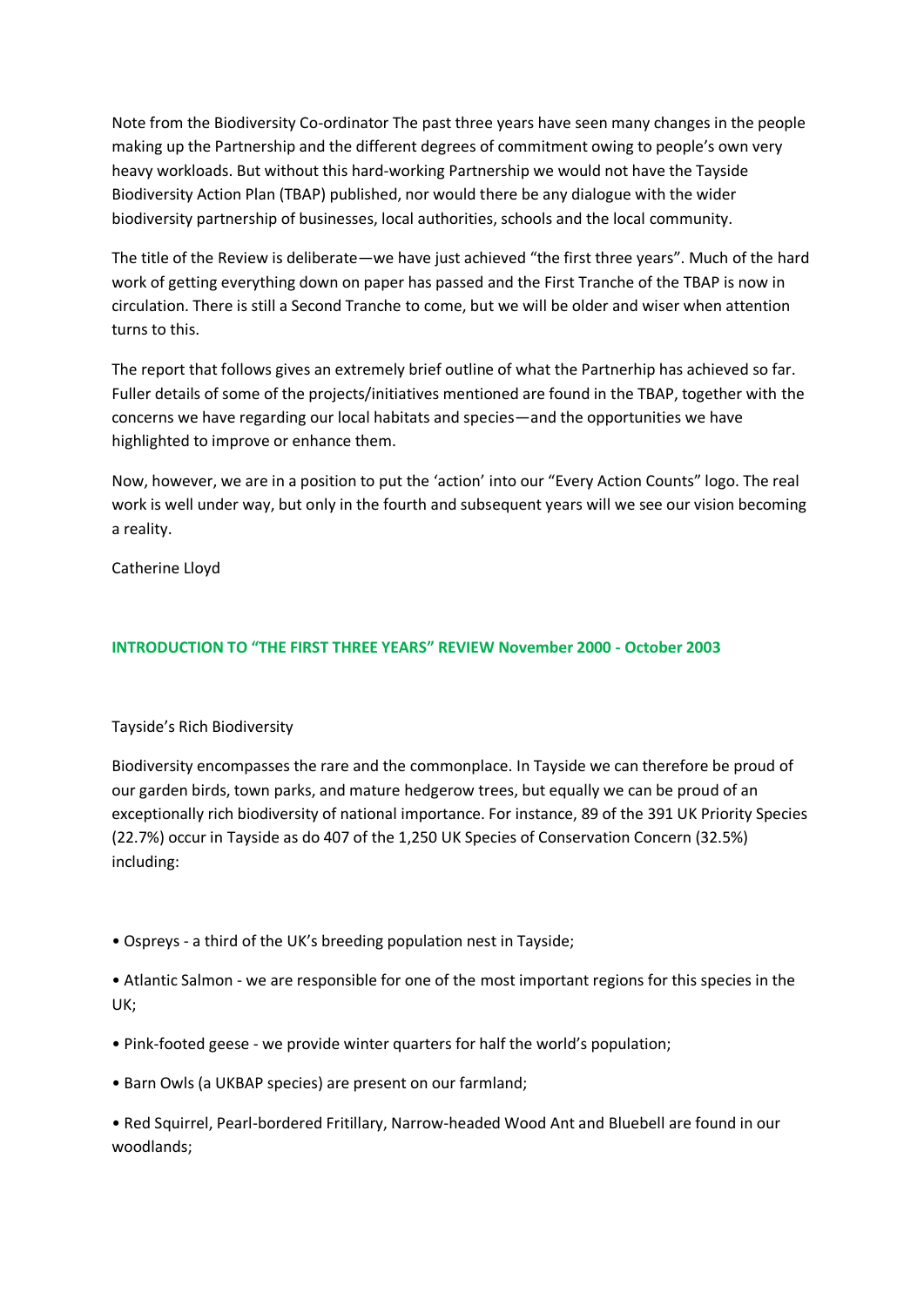Note from the Biodiversity Co-ordinator The past three years have seen many changes in the people making up the Partnership and the different degrees of commitment owing to people's own very heavy workloads. But without this hard-working Partnership we would not have the Tayside Biodiversity Action Plan (TBAP) published, nor would there be any dialogue with the wider biodiversity partnership of businesses, local authorities, schools and the local community.

The title of the Review is deliberate—we have just achieved "the first three years". Much of the hard work of getting everything down on paper has passed and the First Tranche of the TBAP is now in circulation. There is still a Second Tranche to come, but we will be older and wiser when attention turns to this.

The report that follows gives an extremely brief outline of what the Partnerhip has achieved so far. Fuller details of some of the projects/initiatives mentioned are found in the TBAP, together with the concerns we have regarding our local habitats and species—and the opportunities we have highlighted to improve or enhance them.

Now, however, we are in a position to put the 'action' into our "Every Action Counts" logo. The real work is well under way, but only in the fourth and subsequent years will we see our vision becoming a reality.

Catherine Lloyd

## INTRODUCTION TO "THE FIRST THREE YEARS" REVIEW November 2000 - October 2003

Tayside's Rich Biodiversity

Biodiversity encompasses the rare and the commonplace. In Tayside we can therefore be proud of our garden birds, town parks, and mature hedgerow trees, but equally we can be proud of an exceptionally rich biodiversity of national importance. For instance, 89 of the 391 UK Priority Species (22.7%) occur in Tayside as do 407 of the 1,250 UK Species of Conservation Concern (32.5%) including:

- Ospreys - a third of the UK's breeding population nest in Tayside;
- Atlantic Salmon - we are responsible for one of the most important regions for this species in the UK;
- Pink-footed geese - we provide winter quarters for half the world's population;
- Barn Owls (a UKBAP species) are present on our farmland;
- Red Squirrel, Pearl-bordered Fritillary, Narrow-headed Wood Ant and Bluebell are found in our woodlands;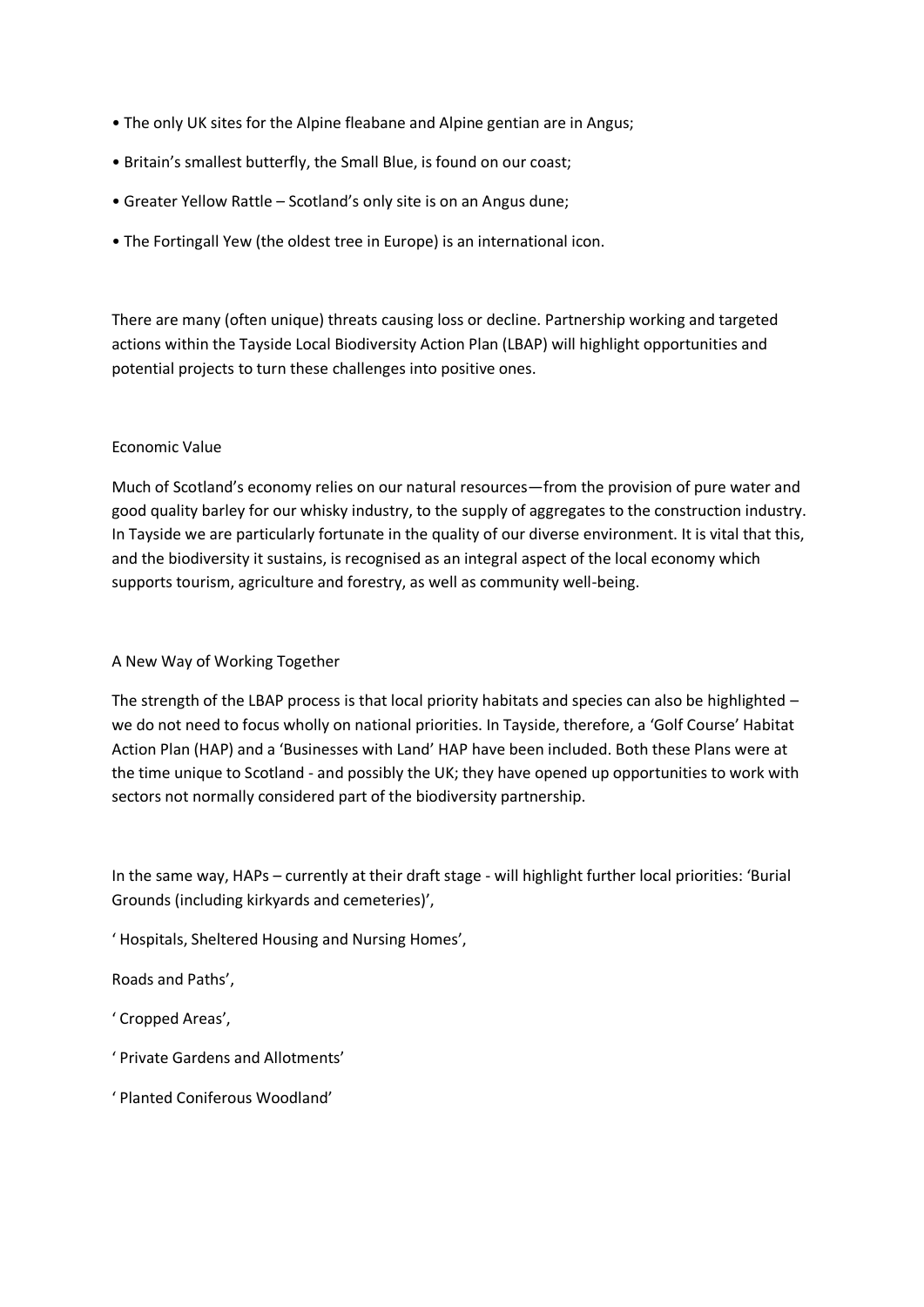- The only UK sites for the Alpine fleabane and Alpine gentian are in Angus;
- Britain's smallest butterfly, the Small Blue, is found on our coast;
- Greater Yellow Rattle – Scotland's only site is on an Angus dune;
- The Fortingall Yew (the oldest tree in Europe) is an international icon.

There are many (often unique) threats causing loss or decline. Partnership working and targeted actions within the Tayside Local Biodiversity Action Plan (LBAP) will highlight opportunities and potential projects to turn these challenges into positive ones.

## Economic Value

Much of Scotland's economy relies on our natural resources—from the provision of pure water and good quality barley for our whisky industry, to the supply of aggregates to the construction industry. In Tayside we are particularly fortunate in the quality of our diverse environment. It is vital that this, and the biodiversity it sustains, is recognised as an integral aspect of the local economy which supports tourism, agriculture and forestry, as well as community well-being.

## A New Way of Working Together

The strength of the LBAP process is that local priority habitats and species can also be highlighted – we do not need to focus wholly on national priorities. In Tayside, therefore, a 'Golf Course' Habitat Action Plan (HAP) and a 'Businesses with Land' HAP have been included. Both these Plans were at the time unique to Scotland - and possibly the UK; they have opened up opportunities to work with sectors not normally considered part of the biodiversity partnership.

In the same way, HAPs – currently at their draft stage - will highlight further local priorities: 'Burial Grounds (including kirkyards and cemeteries)',

' Hospitals, Sheltered Housing and Nursing Homes',

Roads and Paths',

' Cropped Areas',

' Private Gardens and Allotments'

' Planted Coniferous Woodland'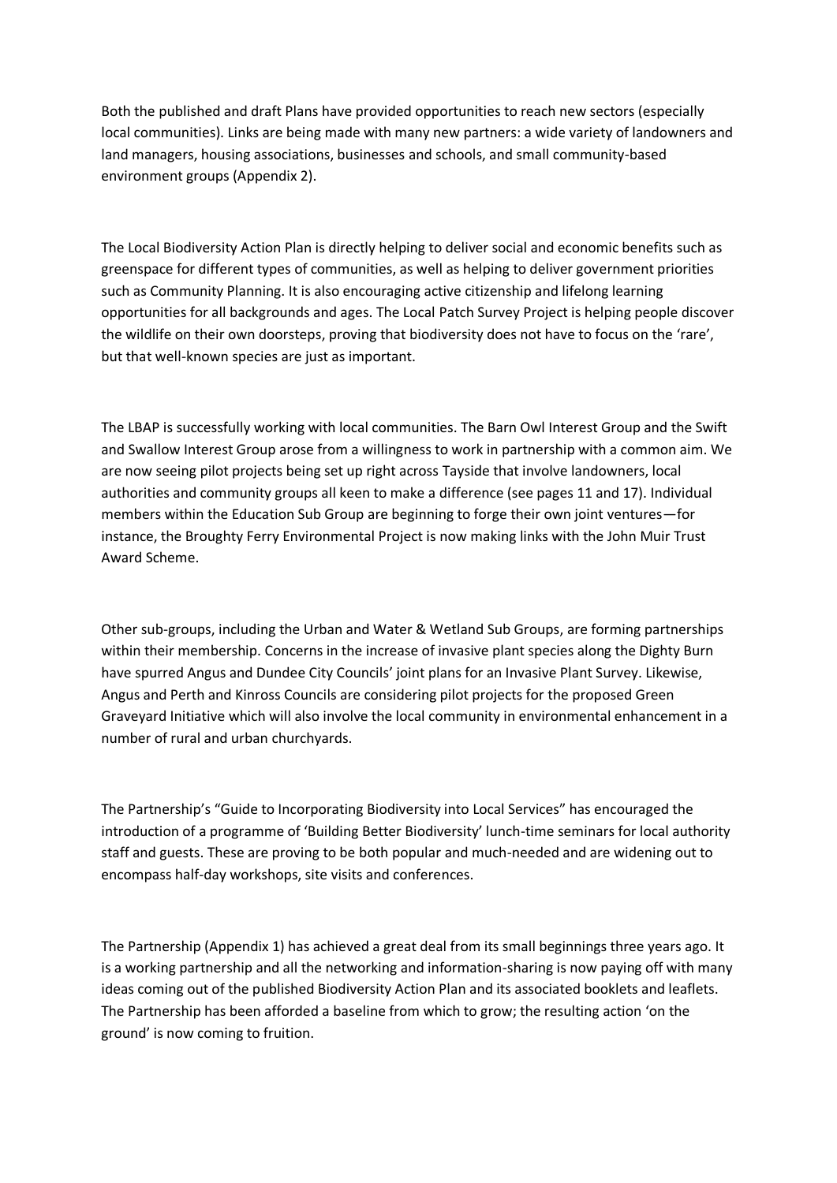Both the published and draft Plans have provided opportunities to reach new sectors (especially local communities). Links are being made with many new partners: a wide variety of landowners and land managers, housing associations, businesses and schools, and small community-based environment groups (Appendix 2).

The Local Biodiversity Action Plan is directly helping to deliver social and economic benefits such as greenspace for different types of communities, as well as helping to deliver government priorities such as Community Planning. It is also encouraging active citizenship and lifelong learning opportunities for all backgrounds and ages. The Local Patch Survey Project is helping people discover the wildlife on their own doorsteps, proving that biodiversity does not have to focus on the 'rare', but that well-known species are just as important.

The LBAP is successfully working with local communities. The Barn Owl Interest Group and the Swift and Swallow Interest Group arose from a willingness to work in partnership with a common aim. We are now seeing pilot projects being set up right across Tayside that involve landowners, local authorities and community groups all keen to make a difference (see pages 11 and 17). Individual members within the Education Sub Group are beginning to forge their own joint ventures—for instance, the Broughty Ferry Environmental Project is now making links with the John Muir Trust Award Scheme.

Other sub-groups, including the Urban and Water & Wetland Sub Groups, are forming partnerships within their membership. Concerns in the increase of invasive plant species along the Dighty Burn have spurred Angus and Dundee City Councils' joint plans for an Invasive Plant Survey. Likewise, Angus and Perth and Kinross Councils are considering pilot projects for the proposed Green Graveyard Initiative which will also involve the local community in environmental enhancement in a number of rural and urban churchyards.

The Partnership's "Guide to Incorporating Biodiversity into Local Services" has encouraged the introduction of a programme of 'Building Better Biodiversity' lunch-time seminars for local authority staff and guests. These are proving to be both popular and much-needed and are widening out to encompass half-day workshops, site visits and conferences.

The Partnership (Appendix 1) has achieved a great deal from its small beginnings three years ago. It is a working partnership and all the networking and information-sharing is now paying off with many ideas coming out of the published Biodiversity Action Plan and its associated booklets and leaflets. The Partnership has been afforded a baseline from which to grow; the resulting action 'on the ground' is now coming to fruition.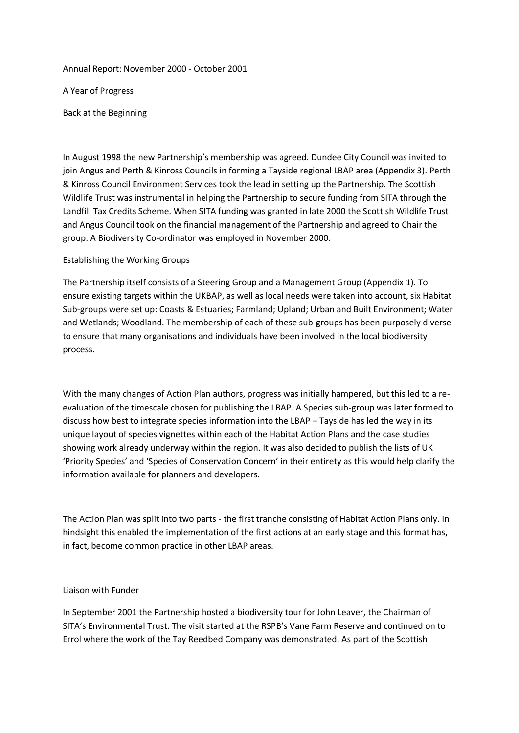# Annual Report: November 2000 - October 2001

## A Year of Progress

### Back at the Beginning

In August 1998 the new Partnership's membership was agreed. Dundee City Council was invited to join Angus and Perth & Kinross Councils in forming a Tayside regional LBAP area (Appendix 3). Perth & Kinross Council Environment Services took the lead in setting up the Partnership. The Scottish Wildlife Trust was instrumental in helping the Partnership to secure funding from SITA through the Landfill Tax Credits Scheme. When SITA funding was granted in late 2000 the Scottish Wildlife Trust and Angus Council took on the financial management of the Partnership and agreed to Chair the group. A Biodiversity Co-ordinator was employed in November 2000.

### Establishing the Working Groups

The Partnership itself consists of a Steering Group and a Management Group (Appendix 1). To ensure existing targets within the UKBAP, as well as local needs were taken into account, six Habitat Sub-groups were set up: Coasts & Estuaries; Farmland; Upland; Urban and Built Environment; Water and Wetlands; Woodland. The membership of each of these sub-groups has been purposely diverse to ensure that many organisations and individuals have been involved in the local biodiversity process.

With the many changes of Action Plan authors, progress was initially hampered, but this led to a re-evaluation of the timescale chosen for publishing the LBAP. A Species sub-group was later formed to discuss how best to integrate species information into the LBAP – Tayside has led the way in its unique layout of species vignettes within each of the Habitat Action Plans and the case studies showing work already underway within the region. It was also decided to publish the lists of UK 'Priority Species' and 'Species of Conservation Concern' in their entirety as this would help clarify the information available for planners and developers.

The Action Plan was split into two parts - the first tranche consisting of Habitat Action Plans only. In hindsight this enabled the implementation of the first actions at an early stage and this format has, in fact, become common practice in other LBAP areas.

### Liaison with Funder

In September 2001 the Partnership hosted a biodiversity tour for John Leaver, the Chairman of SITA's Environmental Trust. The visit started at the RSPB's Vane Farm Reserve and continued on to Errol where the work of the Tay Reedbed Company was demonstrated. As part of the Scottish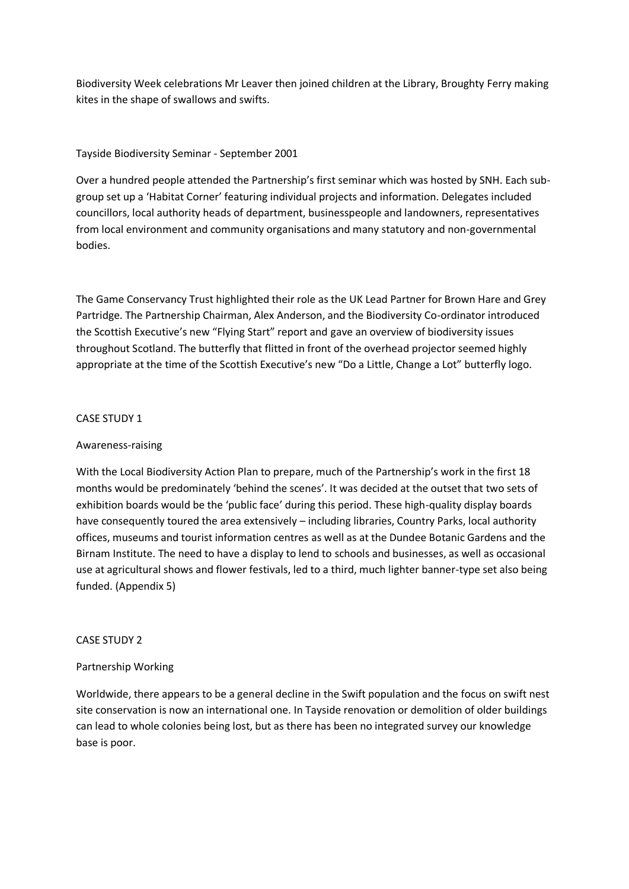Biodiversity Week celebrations Mr Leaver then joined children at the Library, Broughty Ferry making kites in the shape of swallows and swifts.

## Tayside Biodiversity Seminar - September 2001

Over a hundred people attended the Partnership's first seminar which was hosted by SNH. Each sub-group set up a 'Habitat Corner' featuring individual projects and information. Delegates included councillors, local authority heads of department, businesspeople and landowners, representatives from local environment and community organisations and many statutory and non-governmental bodies.

The Game Conservancy Trust highlighted their role as the UK Lead Partner for Brown Hare and Grey Partridge. The Partnership Chairman, Alex Anderson, and the Biodiversity Co-ordinator introduced the Scottish Executive's new "Flying Start" report and gave an overview of biodiversity issues throughout Scotland. The butterfly that flitted in front of the overhead projector seemed highly appropriate at the time of the Scottish Executive's new "Do a Little, Change a Lot" butterfly logo.

## CASE STUDY 1

### Awareness-raising

With the Local Biodiversity Action Plan to prepare, much of the Partnership's work in the first 18 months would be predominately 'behind the scenes'. It was decided at the outset that two sets of exhibition boards would be the 'public face' during this period. These high-quality display boards have consequently toured the area extensively – including libraries, Country Parks, local authority offices, museums and tourist information centres as well as at the Dundee Botanic Gardens and the Birnam Institute. The need to have a display to lend to schools and businesses, as well as occasional use at agricultural shows and flower festivals, led to a third, much lighter banner-type set also being funded. (Appendix 5)

## CASE STUDY 2

### Partnership Working

Worldwide, there appears to be a general decline in the Swift population and the focus on swift nest site conservation is now an international one. In Tayside renovation or demolition of older buildings can lead to whole colonies being lost, but as there has been no integrated survey our knowledge base is poor.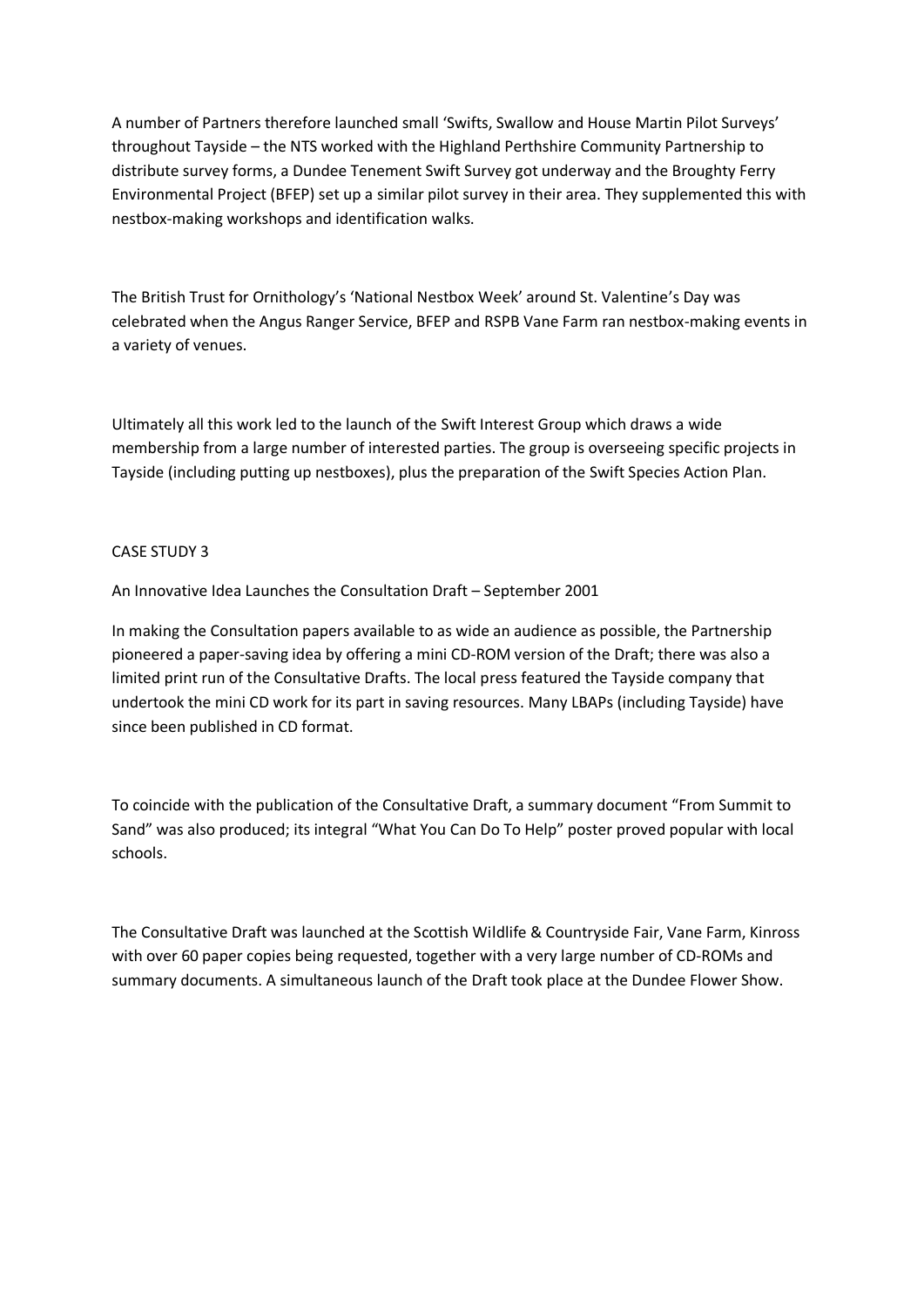A number of Partners therefore launched small 'Swifts, Swallow and House Martin Pilot Surveys' throughout Tayside – the NTS worked with the Highland Perthshire Community Partnership to distribute survey forms, a Dundee Tenement Swift Survey got underway and the Broughty Ferry Environmental Project (BFEP) set up a similar pilot survey in their area. They supplemented this with nestbox-making workshops and identification walks.

The British Trust for Ornithology's 'National Nestbox Week' around St. Valentine's Day was celebrated when the Angus Ranger Service, BFEP and RSPB Vane Farm ran nestbox-making events in a variety of venues.

Ultimately all this work led to the launch of the Swift Interest Group which draws a wide membership from a large number of interested parties. The group is overseeing specific projects in Tayside (including putting up nestboxes), plus the preparation of the Swift Species Action Plan.

## CASE STUDY 3

### An Innovative Idea Launches the Consultation Draft – September 2001

In making the Consultation papers available to as wide an audience as possible, the Partnership pioneered a paper-saving idea by offering a mini CD-ROM version of the Draft; there was also a limited print run of the Consultative Drafts. The local press featured the Tayside company that undertook the mini CD work for its part in saving resources. Many LBAPs (including Tayside) have since been published in CD format.

To coincide with the publication of the Consultative Draft, a summary document "From Summit to Sand" was also produced; its integral "What You Can Do To Help" poster proved popular with local schools.

The Consultative Draft was launched at the Scottish Wildlife & Countryside Fair, Vane Farm, Kinross with over 60 paper copies being requested, together with a very large number of CD-ROMs and summary documents. A simultaneous launch of the Draft took place at the Dundee Flower Show.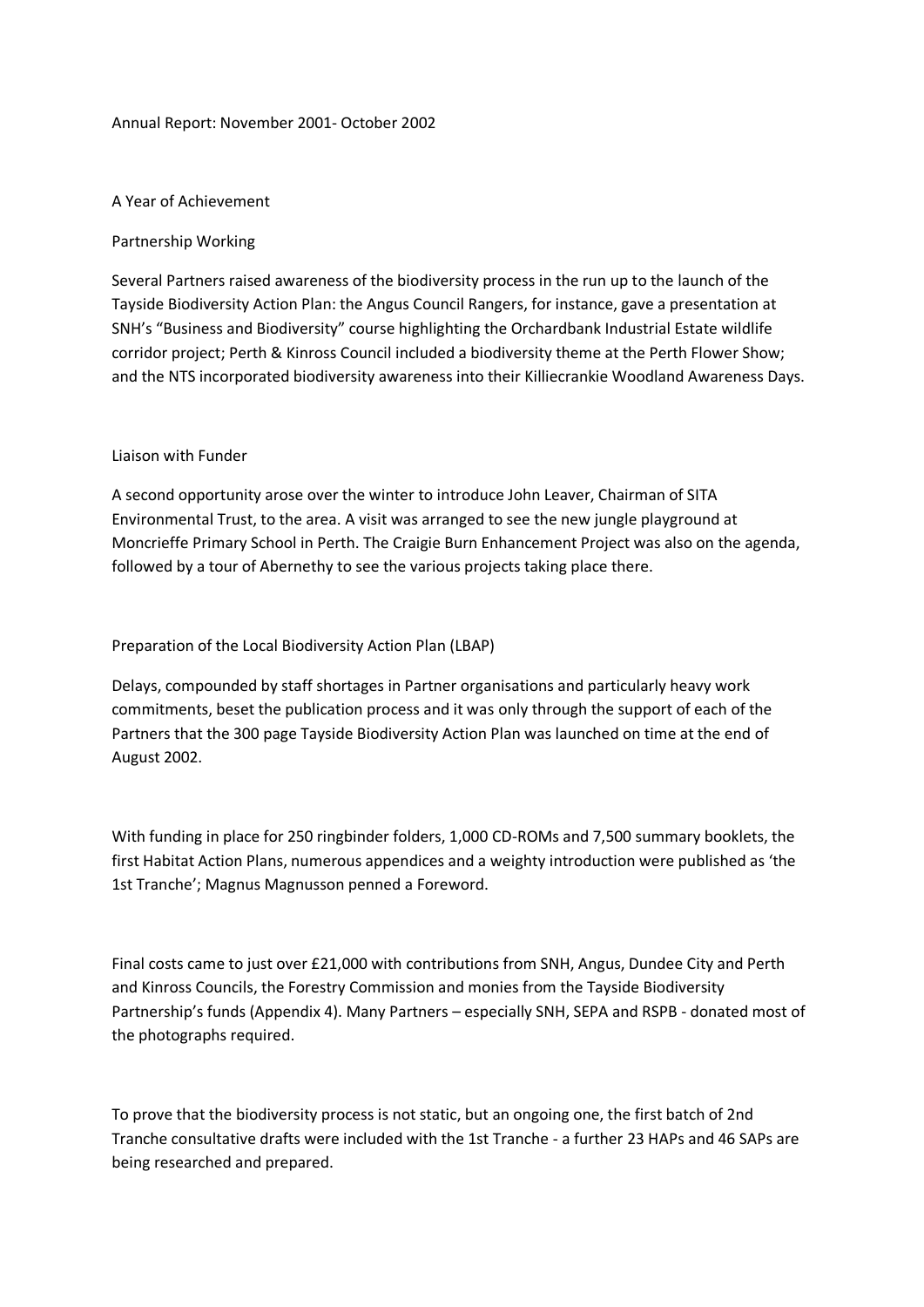Annual Report: November 2001- October 2002

## A Year of Achievement

### Partnership Working

Several Partners raised awareness of the biodiversity process in the run up to the launch of the Tayside Biodiversity Action Plan: the Angus Council Rangers, for instance, gave a presentation at SNH's "Business and Biodiversity" course highlighting the Orchardbank Industrial Estate wildlife corridor project; Perth & Kinross Council included a biodiversity theme at the Perth Flower Show; and the NTS incorporated biodiversity awareness into their Killiecrankie Woodland Awareness Days.

### Liaison with Funder

A second opportunity arose over the winter to introduce John Leaver, Chairman of SITA Environmental Trust, to the area. A visit was arranged to see the new jungle playground at Moncrieffe Primary School in Perth. The Craigie Burn Enhancement Project was also on the agenda, followed by a tour of Abernethy to see the various projects taking place there.

### Preparation of the Local Biodiversity Action Plan (LBAP)

Delays, compounded by staff shortages in Partner organisations and particularly heavy work commitments, beset the publication process and it was only through the support of each of the Partners that the 300 page Tayside Biodiversity Action Plan was launched on time at the end of August 2002.

With funding in place for 250 ringbinder folders, 1,000 CD-ROMs and 7,500 summary booklets, the first Habitat Action Plans, numerous appendices and a weighty introduction were published as 'the 1st Tranche'; Magnus Magnusson penned a Foreword.

Final costs came to just over £21,000 with contributions from SNH, Angus, Dundee City and Perth and Kinross Councils, the Forestry Commission and monies from the Tayside Biodiversity Partnership's funds (Appendix 4). Many Partners – especially SNH, SEPA and RSPB - donated most of the photographs required.

To prove that the biodiversity process is not static, but an ongoing one, the first batch of 2nd Tranche consultative drafts were included with the 1st Tranche - a further 23 HAPs and 46 SAPs are being researched and prepared.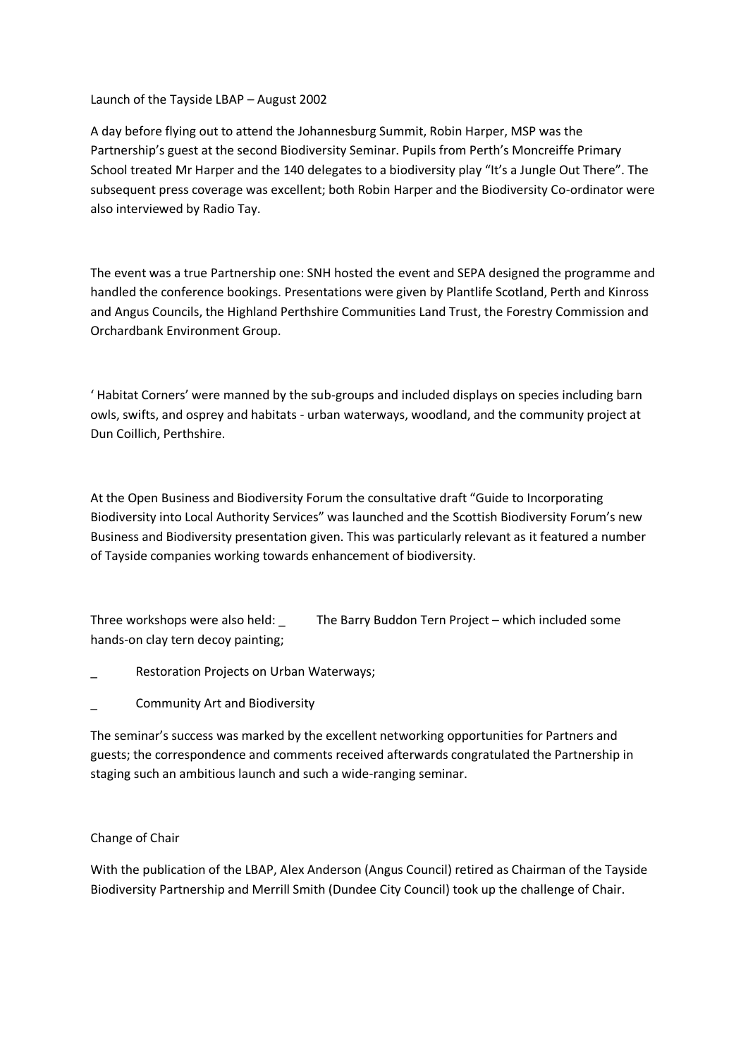Launch of the Tayside LBAP – August 2002

A day before flying out to attend the Johannesburg Summit, Robin Harper, MSP was the Partnership's guest at the second Biodiversity Seminar. Pupils from Perth's Moncreiffe Primary School treated Mr Harper and the 140 delegates to a biodiversity play "It's a Jungle Out There". The subsequent press coverage was excellent; both Robin Harper and the Biodiversity Co-ordinator were also interviewed by Radio Tay.

The event was a true Partnership one: SNH hosted the event and SEPA designed the programme and handled the conference bookings. Presentations were given by Plantlife Scotland, Perth and Kinross and Angus Councils, the Highland Perthshire Communities Land Trust, the Forestry Commission and Orchardbank Environment Group.

' Habitat Corners' were manned by the sub-groups and included displays on species including barn owls, swifts, and osprey and habitats - urban waterways, woodland, and the community project at Dun Coillich, Perthshire.

At the Open Business and Biodiversity Forum the consultative draft "Guide to Incorporating Biodiversity into Local Authority Services" was launched and the Scottish Biodiversity Forum's new Business and Biodiversity presentation given. This was particularly relevant as it featured a number of Tayside companies working towards enhancement of biodiversity.

Three workshops were also held:

- The Barry Buddon Tern Project – which included some hands-on clay tern decoy painting;
- Restoration Projects on Urban Waterways;
- Community Art and Biodiversity

The seminar's success was marked by the excellent networking opportunities for Partners and guests; the correspondence and comments received afterwards congratulated the Partnership in staging such an ambitious launch and such a wide-ranging seminar.

Change of Chair

With the publication of the LBAP, Alex Anderson (Angus Council) retired as Chairman of the Tayside Biodiversity Partnership and Merrill Smith (Dundee City Council) took up the challenge of Chair.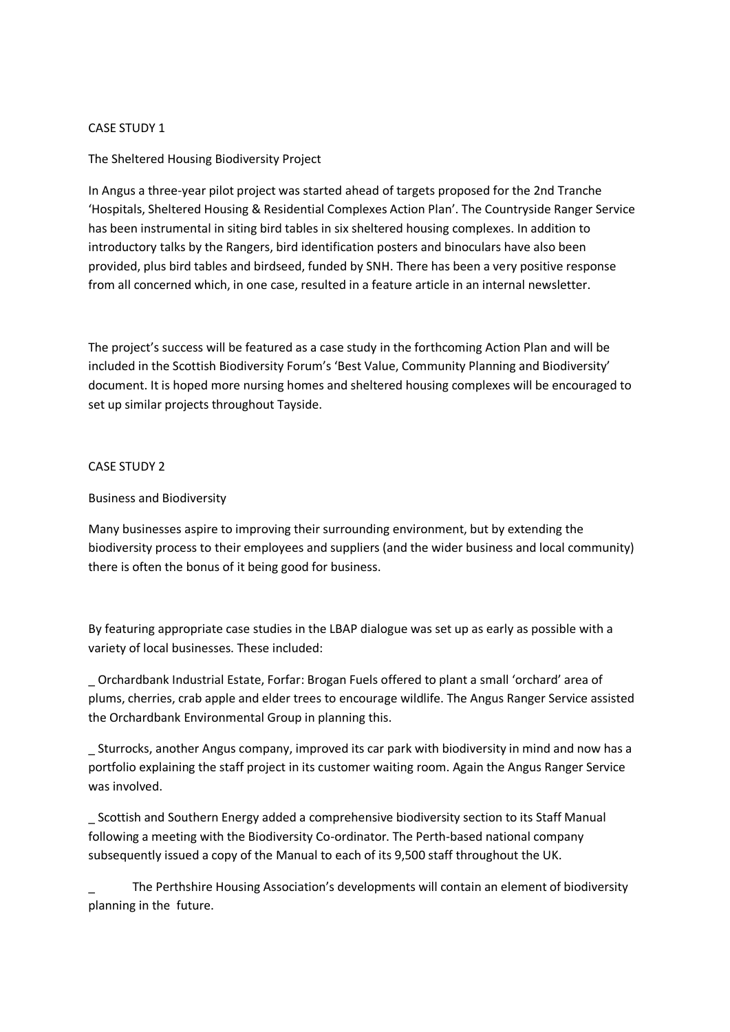CASE STUDY 1

The Sheltered Housing Biodiversity Project

In Angus a three-year pilot project was started ahead of targets proposed for the 2nd Tranche 'Hospitals, Sheltered Housing & Residential Complexes Action Plan'. The Countryside Ranger Service has been instrumental in siting bird tables in six sheltered housing complexes. In addition to introductory talks by the Rangers, bird identification posters and binoculars have also been provided, plus bird tables and birdseed, funded by SNH. There has been a very positive response from all concerned which, in one case, resulted in a feature article in an internal newsletter.

The project's success will be featured as a case study in the forthcoming Action Plan and will be included in the Scottish Biodiversity Forum's 'Best Value, Community Planning and Biodiversity' document. It is hoped more nursing homes and sheltered housing complexes will be encouraged to set up similar projects throughout Tayside.

CASE STUDY 2

Business and Biodiversity

Many businesses aspire to improving their surrounding environment, but by extending the biodiversity process to their employees and suppliers (and the wider business and local community) there is often the bonus of it being good for business.

By featuring appropriate case studies in the LBAP dialogue was set up as early as possible with a variety of local businesses. These included:

_ Orchardbank Industrial Estate, Forfar: Brogan Fuels offered to plant a small 'orchard' area of plums, cherries, crab apple and elder trees to encourage wildlife. The Angus Ranger Service assisted the Orchardbank Environmental Group in planning this.

_ Sturrocks, another Angus company, improved its car park with biodiversity in mind and now has a portfolio explaining the staff project in its customer waiting room. Again the Angus Ranger Service was involved.

_ Scottish and Southern Energy added a comprehensive biodiversity section to its Staff Manual following a meeting with the Biodiversity Co-ordinator. The Perth-based national company subsequently issued a copy of the Manual to each of its 9,500 staff throughout the UK.

_ The Perthshire Housing Association's developments will contain an element of biodiversity planning in the future.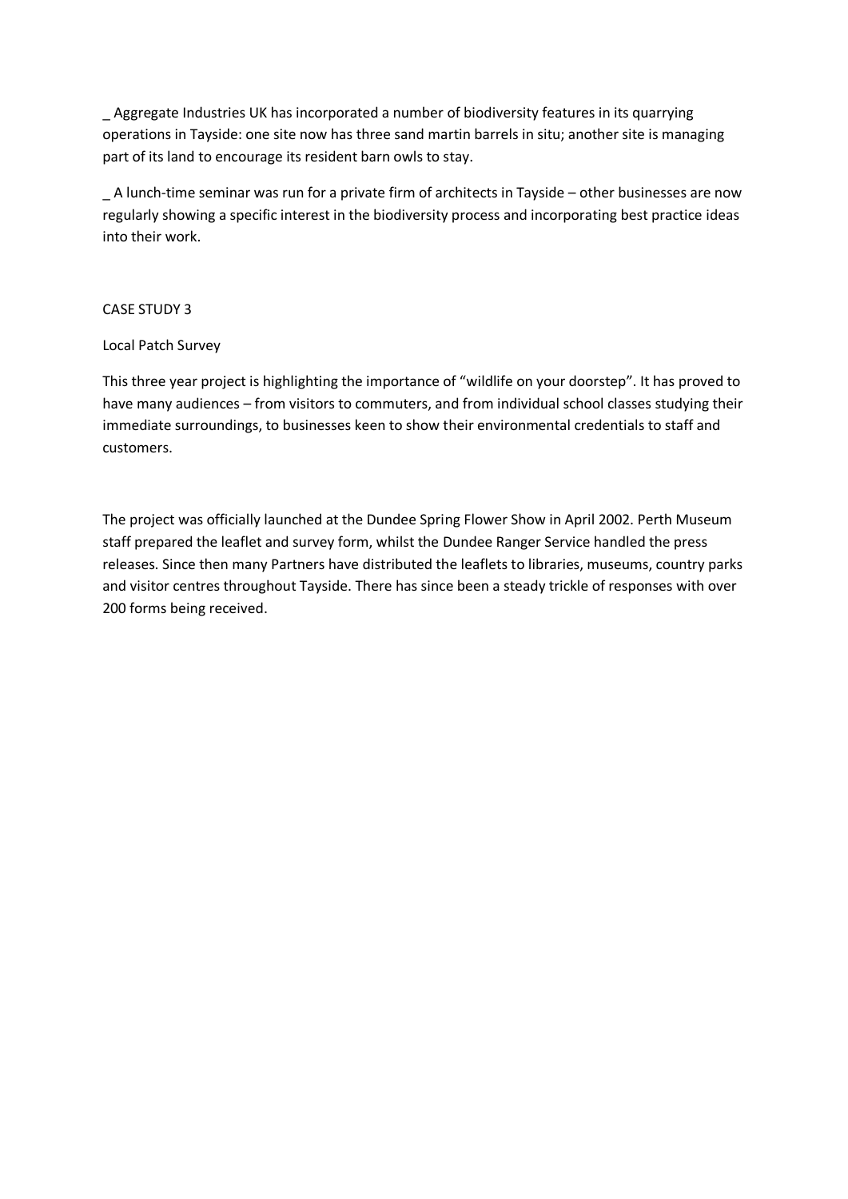_ Aggregate Industries UK has incorporated a number of biodiversity features in its quarrying operations in Tayside: one site now has three sand martin barrels in situ; another site is managing part of its land to encourage its resident barn owls to stay.

_ A lunch-time seminar was run for a private firm of architects in Tayside – other businesses are now regularly showing a specific interest in the biodiversity process and incorporating best practice ideas into their work.

CASE STUDY 3

Local Patch Survey

This three year project is highlighting the importance of "wildlife on your doorstep". It has proved to have many audiences – from visitors to commuters, and from individual school classes studying their immediate surroundings, to businesses keen to show their environmental credentials to staff and customers.

The project was officially launched at the Dundee Spring Flower Show in April 2002. Perth Museum staff prepared the leaflet and survey form, whilst the Dundee Ranger Service handled the press releases. Since then many Partners have distributed the leaflets to libraries, museums, country parks and visitor centres throughout Tayside. There has since been a steady trickle of responses with over 200 forms being received.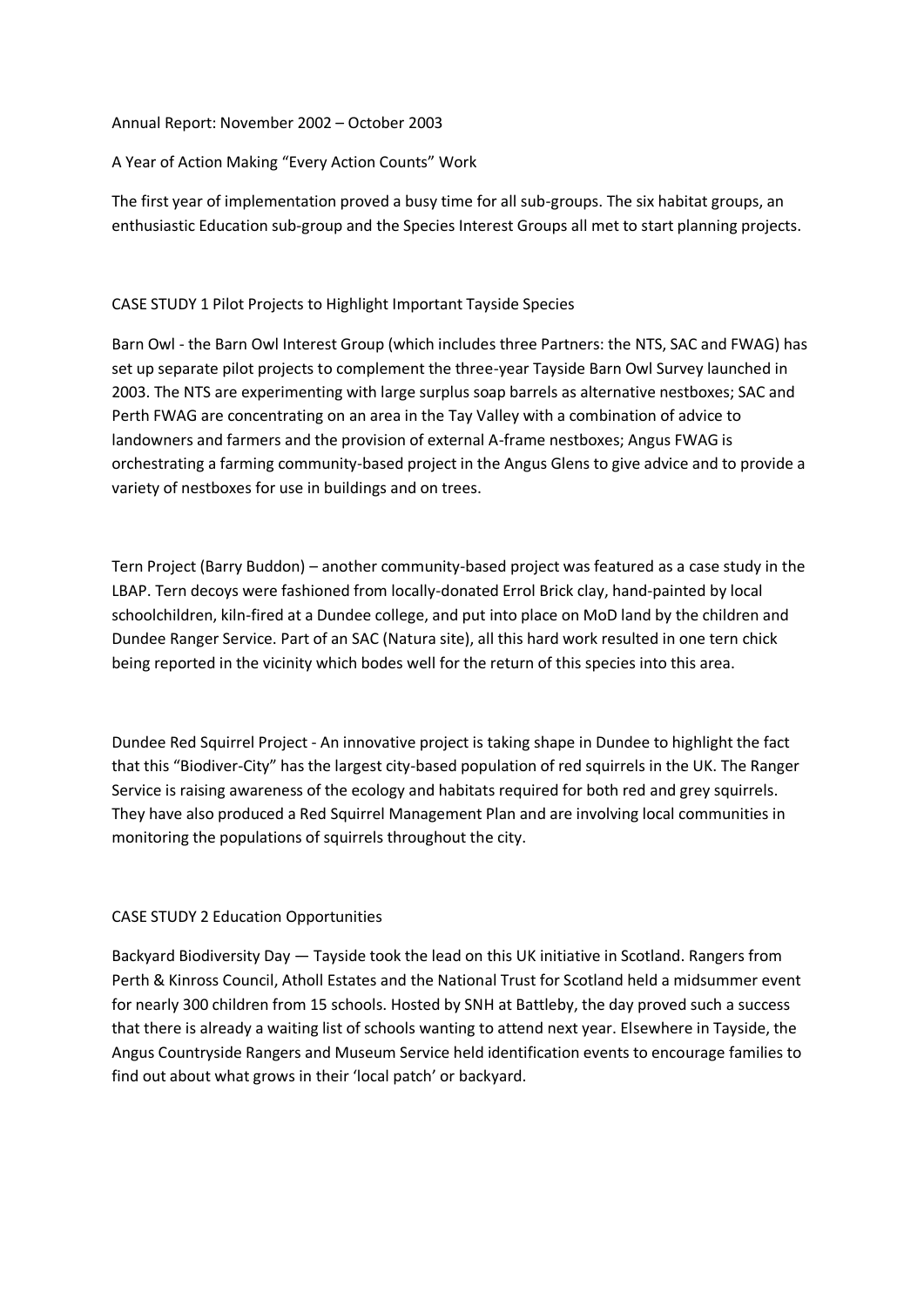Annual Report: November 2002 – October 2003

A Year of Action Making "Every Action Counts" Work

The first year of implementation proved a busy time for all sub-groups. The six habitat groups, an enthusiastic Education sub-group and the Species Interest Groups all met to start planning projects.

## CASE STUDY 1 Pilot Projects to Highlight Important Tayside Species

Barn Owl - the Barn Owl Interest Group (which includes three Partners: the NTS, SAC and FWAG) has set up separate pilot projects to complement the three-year Tayside Barn Owl Survey launched in 2003. The NTS are experimenting with large surplus soap barrels as alternative nestboxes; SAC and Perth FWAG are concentrating on an area in the Tay Valley with a combination of advice to landowners and farmers and the provision of external A-frame nestboxes; Angus FWAG is orchestrating a farming community-based project in the Angus Glens to give advice and to provide a variety of nestboxes for use in buildings and on trees.

Tern Project (Barry Buddon) – another community-based project was featured as a case study in the LBAP. Tern decoys were fashioned from locally-donated Errol Brick clay, hand-painted by local schoolchildren, kiln-fired at a Dundee college, and put into place on MoD land by the children and Dundee Ranger Service. Part of an SAC (Natura site), all this hard work resulted in one tern chick being reported in the vicinity which bodes well for the return of this species into this area.

Dundee Red Squirrel Project - An innovative project is taking shape in Dundee to highlight the fact that this "Biodiver-City" has the largest city-based population of red squirrels in the UK. The Ranger Service is raising awareness of the ecology and habitats required for both red and grey squirrels. They have also produced a Red Squirrel Management Plan and are involving local communities in monitoring the populations of squirrels throughout the city.

## CASE STUDY 2 Education Opportunities

Backyard Biodiversity Day — Tayside took the lead on this UK initiative in Scotland. Rangers from Perth & Kinross Council, Atholl Estates and the National Trust for Scotland held a midsummer event for nearly 300 children from 15 schools. Hosted by SNH at Battleby, the day proved such a success that there is already a waiting list of schools wanting to attend next year. Elsewhere in Tayside, the Angus Countryside Rangers and Museum Service held identification events to encourage families to find out about what grows in their 'local patch' or backyard.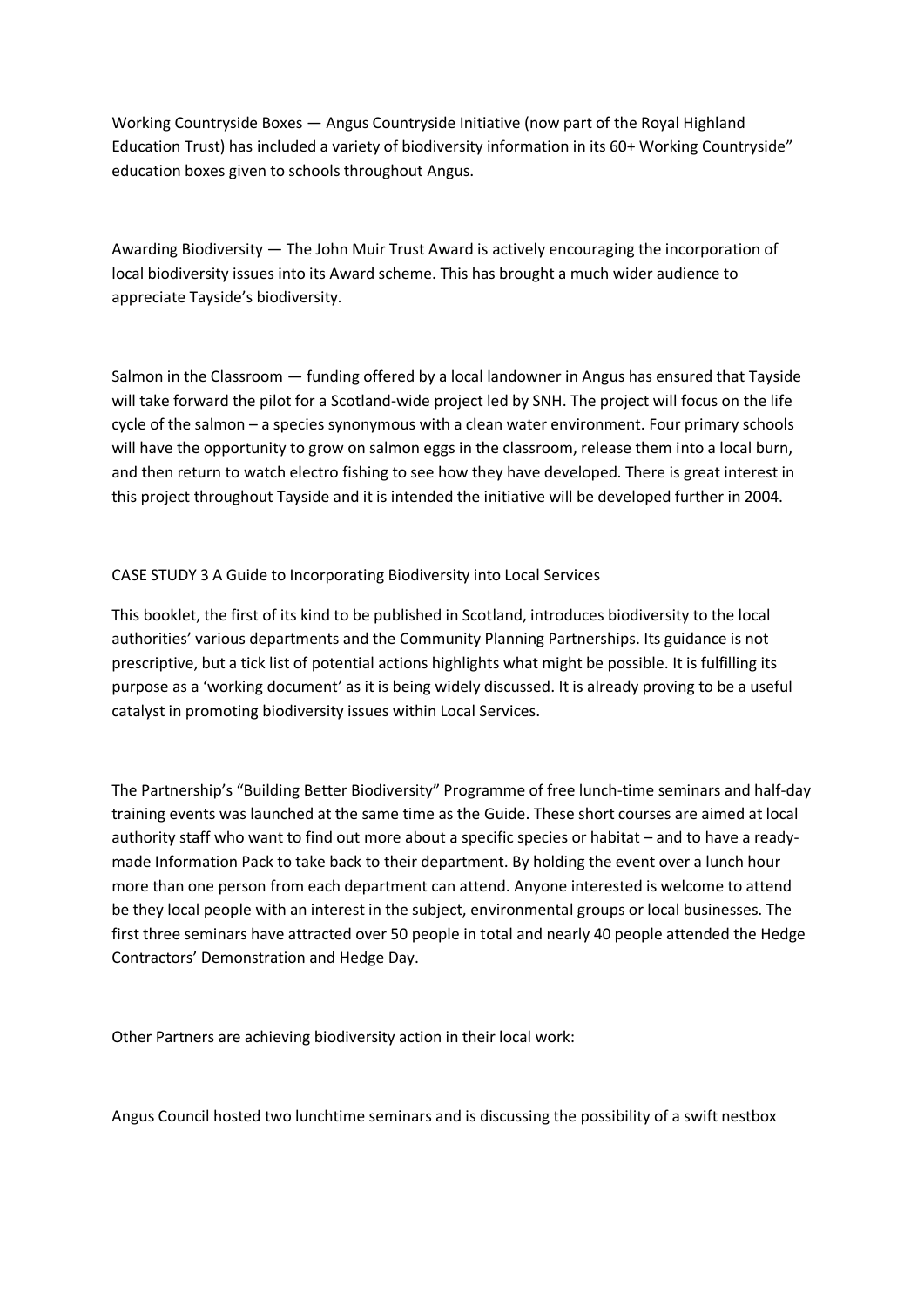Working Countryside Boxes — Angus Countryside Initiative (now part of the Royal Highland Education Trust) has included a variety of biodiversity information in its 60+ Working Countryside" education boxes given to schools throughout Angus.

Awarding Biodiversity — The John Muir Trust Award is actively encouraging the incorporation of local biodiversity issues into its Award scheme. This has brought a much wider audience to appreciate Tayside's biodiversity.

Salmon in the Classroom — funding offered by a local landowner in Angus has ensured that Tayside will take forward the pilot for a Scotland-wide project led by SNH. The project will focus on the life cycle of the salmon – a species synonymous with a clean water environment. Four primary schools will have the opportunity to grow on salmon eggs in the classroom, release them into a local burn, and then return to watch electro fishing to see how they have developed. There is great interest in this project throughout Tayside and it is intended the initiative will be developed further in 2004.

CASE STUDY 3 A Guide to Incorporating Biodiversity into Local Services

This booklet, the first of its kind to be published in Scotland, introduces biodiversity to the local authorities' various departments and the Community Planning Partnerships. Its guidance is not prescriptive, but a tick list of potential actions highlights what might be possible. It is fulfilling its purpose as a 'working document' as it is being widely discussed. It is already proving to be a useful catalyst in promoting biodiversity issues within Local Services.

The Partnership's "Building Better Biodiversity" Programme of free lunch-time seminars and half-day training events was launched at the same time as the Guide. These short courses are aimed at local authority staff who want to find out more about a specific species or habitat – and to have a ready-made Information Pack to take back to their department. By holding the event over a lunch hour more than one person from each department can attend. Anyone interested is welcome to attend be they local people with an interest in the subject, environmental groups or local businesses. The first three seminars have attracted over 50 people in total and nearly 40 people attended the Hedge Contractors' Demonstration and Hedge Day.

Other Partners are achieving biodiversity action in their local work:

Angus Council hosted two lunchtime seminars and is discussing the possibility of a swift nestbox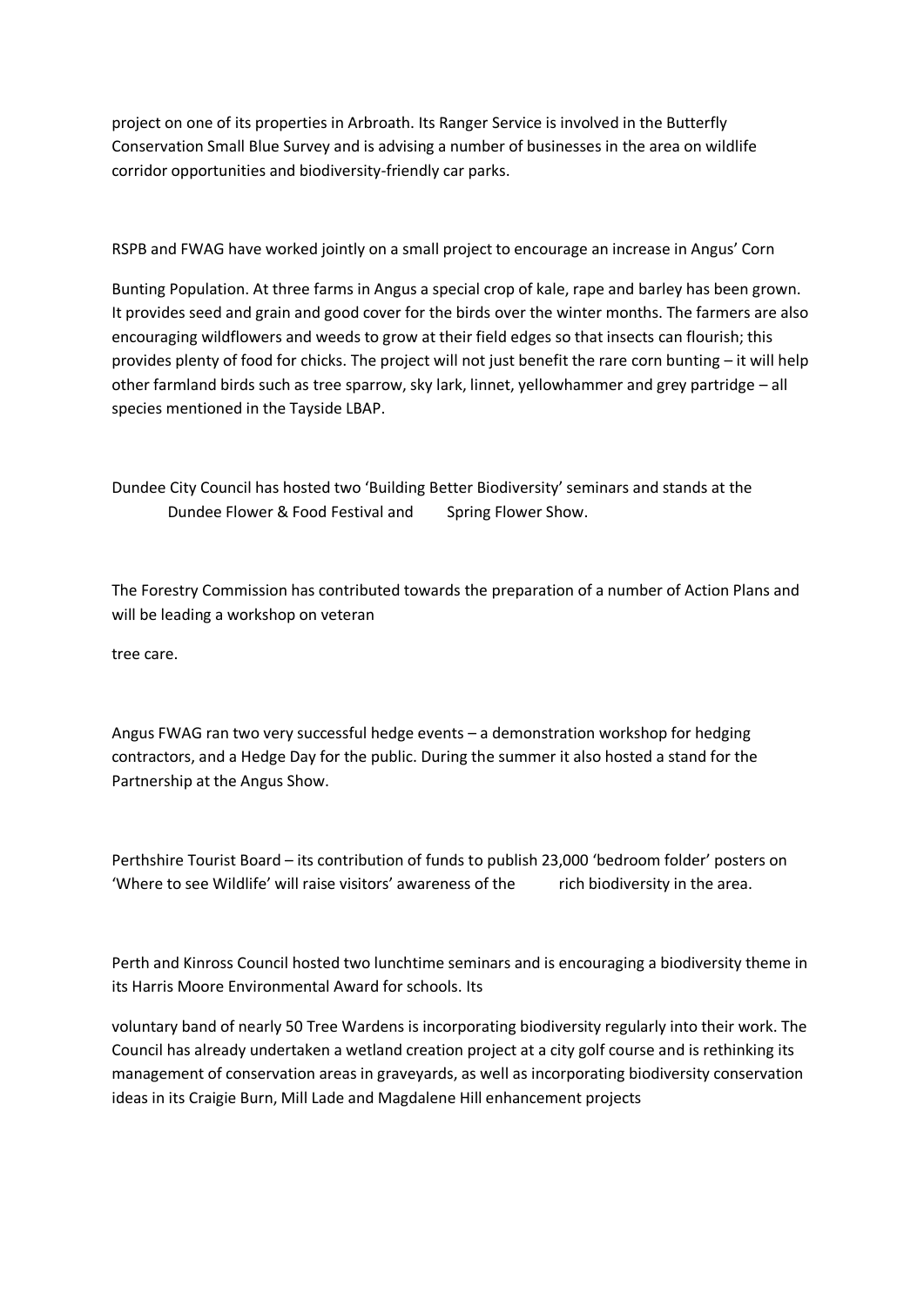project on one of its properties in Arbroath. Its Ranger Service is involved in the Butterfly Conservation Small Blue Survey and is advising a number of businesses in the area on wildlife corridor opportunities and biodiversity-friendly car parks.

RSPB and FWAG have worked jointly on a small project to encourage an increase in Angus' Corn

Bunting Population. At three farms in Angus a special crop of kale, rape and barley has been grown. It provides seed and grain and good cover for the birds over the winter months. The farmers are also encouraging wildflowers and weeds to grow at their field edges so that insects can flourish; this provides plenty of food for chicks. The project will not just benefit the rare corn bunting – it will help other farmland birds such as tree sparrow, sky lark, linnet, yellowhammer and grey partridge – all species mentioned in the Tayside LBAP.

Dundee City Council has hosted two 'Building Better Biodiversity' seminars and stands at the Dundee Flower & Food Festival and Spring Flower Show.

The Forestry Commission has contributed towards the preparation of a number of Action Plans and will be leading a workshop on veteran

tree care.

Angus FWAG ran two very successful hedge events – a demonstration workshop for hedging contractors, and a Hedge Day for the public. During the summer it also hosted a stand for the Partnership at the Angus Show.

Perthshire Tourist Board – its contribution of funds to publish 23,000 'bedroom folder' posters on 'Where to see Wildlife' will raise visitors' awareness of the rich biodiversity in the area.

Perth and Kinross Council hosted two lunchtime seminars and is encouraging a biodiversity theme in its Harris Moore Environmental Award for schools. Its

voluntary band of nearly 50 Tree Wardens is incorporating biodiversity regularly into their work. The Council has already undertaken a wetland creation project at a city golf course and is rethinking its management of conservation areas in graveyards, as well as incorporating biodiversity conservation ideas in its Craigie Burn, Mill Lade and Magdalene Hill enhancement projects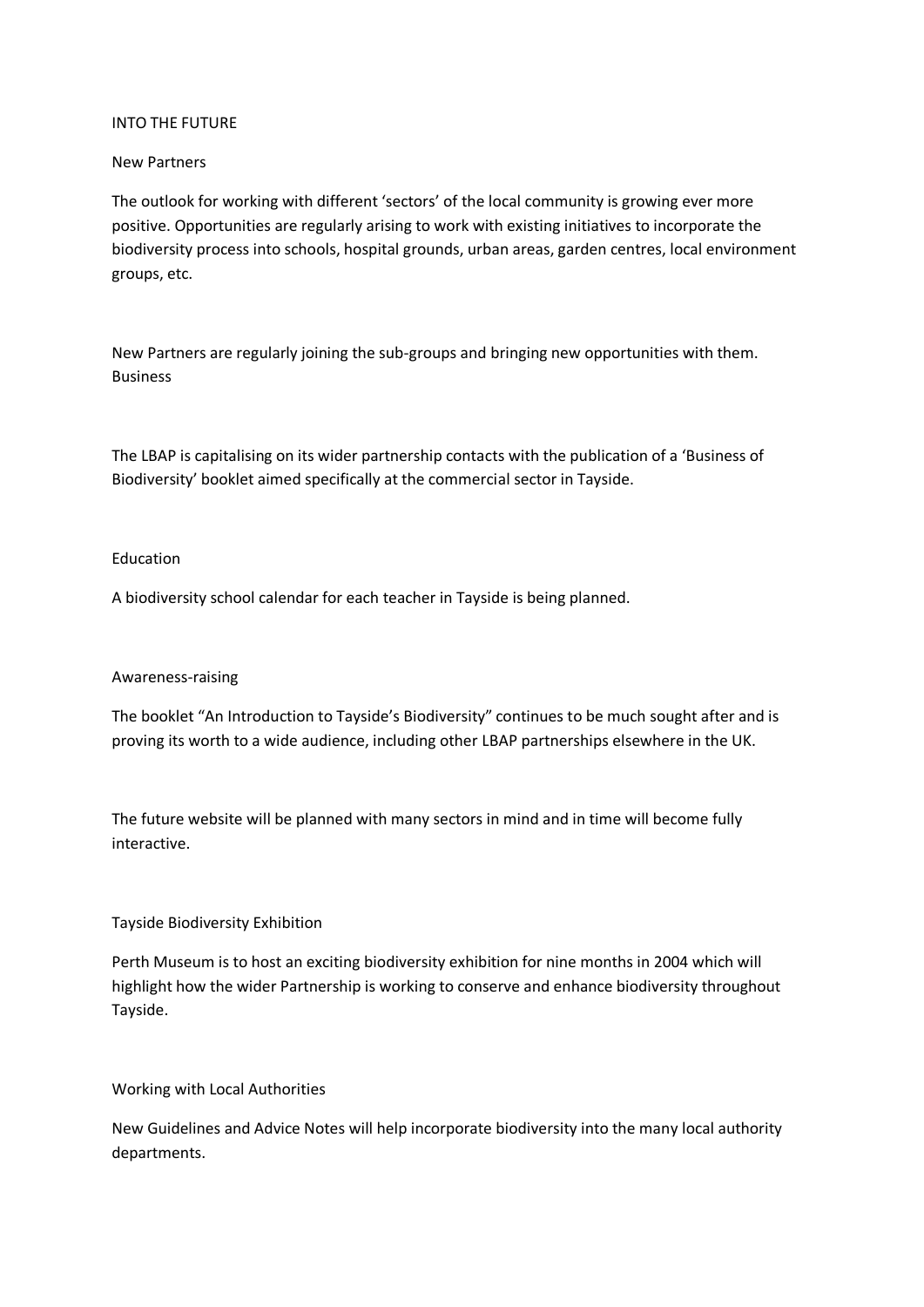# INTO THE FUTURE

## New Partners

The outlook for working with different 'sectors' of the local community is growing ever more positive. Opportunities are regularly arising to work with existing initiatives to incorporate the biodiversity process into schools, hospital grounds, urban areas, garden centres, local environment groups, etc.

New Partners are regularly joining the sub-groups and bringing new opportunities with them.

## Business

The LBAP is capitalising on its wider partnership contacts with the publication of a 'Business of Biodiversity' booklet aimed specifically at the commercial sector in Tayside.

## Education

A biodiversity school calendar for each teacher in Tayside is being planned.

## Awareness-raising

The booklet "An Introduction to Tayside's Biodiversity" continues to be much sought after and is proving its worth to a wide audience, including other LBAP partnerships elsewhere in the UK.

The future website will be planned with many sectors in mind and in time will become fully interactive.

## Tayside Biodiversity Exhibition

Perth Museum is to host an exciting biodiversity exhibition for nine months in 2004 which will highlight how the wider Partnership is working to conserve and enhance biodiversity throughout Tayside.

## Working with Local Authorities

New Guidelines and Advice Notes will help incorporate biodiversity into the many local authority departments.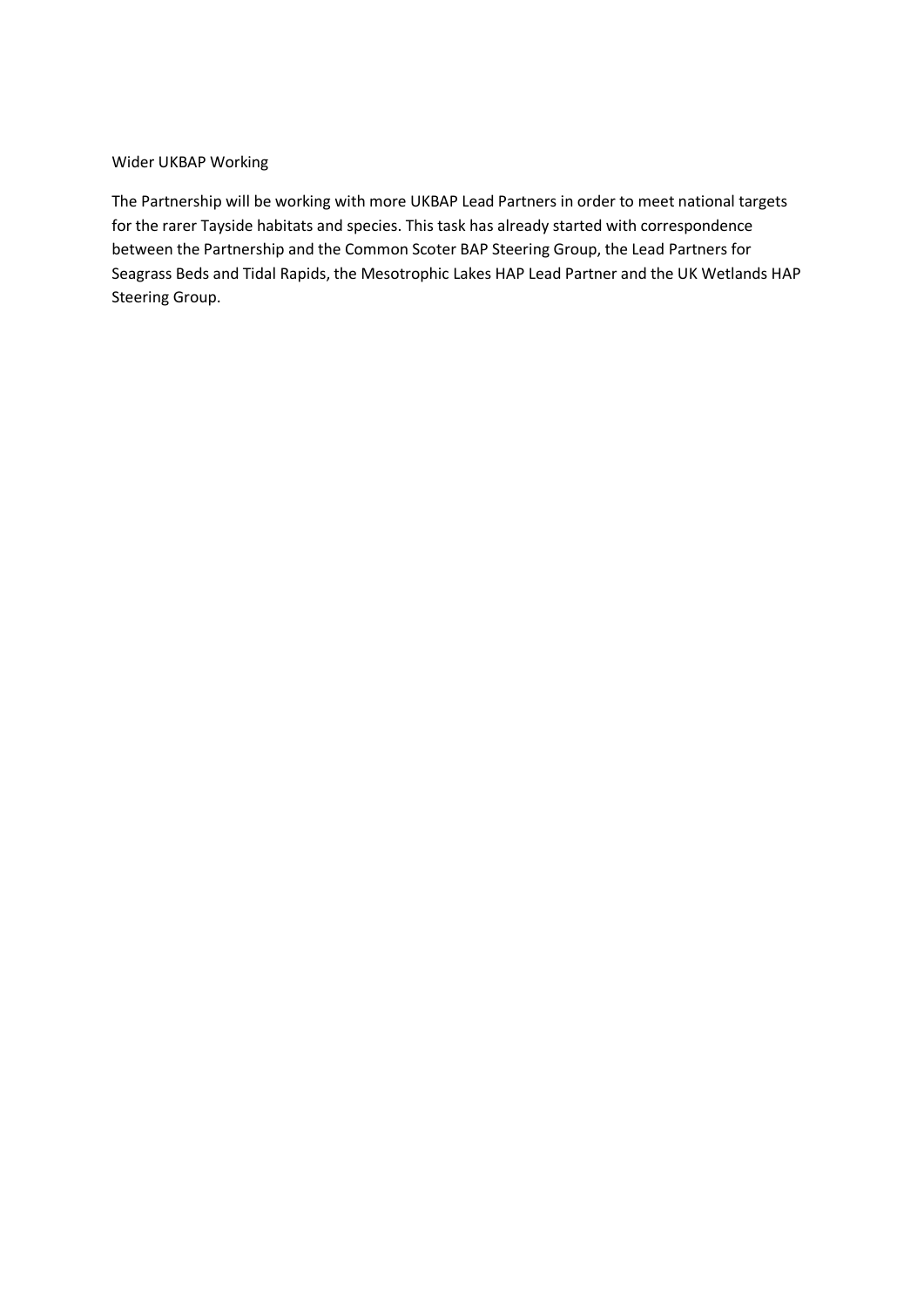## Wider UKBAP Working

The Partnership will be working with more UKBAP Lead Partners in order to meet national targets for the rarer Tayside habitats and species. This task has already started with correspondence between the Partnership and the Common Scoter BAP Steering Group, the Lead Partners for Seagrass Beds and Tidal Rapids, the Mesotrophic Lakes HAP Lead Partner and the UK Wetlands HAP Steering Group.